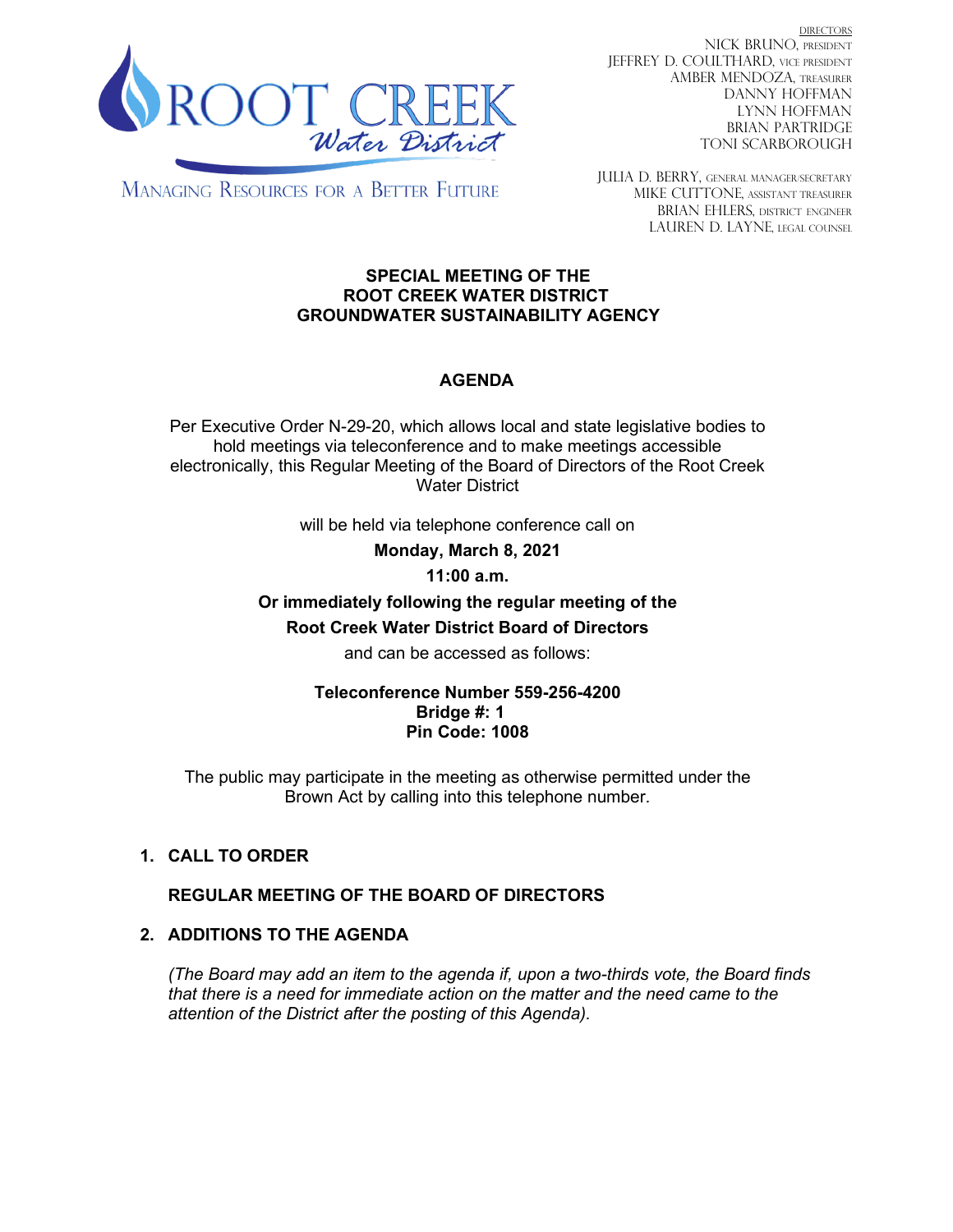ROOT CREEK Water District

MANAGING RESOURCES FOR A BETTER FUTURE

DIRECTORS
NICK BRUNO, PRESIDENT
JEFFREY D. COULTHARD, VICE PRESIDENT
AMBER MENDOZA, TREASURER
DANNY HOFFMAN
LYNN HOFFMAN
BRIAN PARTRIDGE
TONI SCARBOROUGH

JULIA D. BERRY, GENERAL MANAGER/SECRETARY
MIKE CUTTONE, ASSISTANT TREASURER
BRIAN EHLERS, DISTRICT ENGINEER
LAUREN D. LAYNE, LEGAL COUNSEL

**SPECIAL MEETING OF THE**
**ROOT CREEK WATER DISTRICT**
**GROUNDWATER SUSTAINABILITY AGENCY**

**AGENDA**

Per Executive Order N-29-20, which allows local and state legislative bodies to hold meetings via teleconference and to make meetings accessible electronically, this Regular Meeting of the Board of Directors of the Root Creek Water District

will be held via telephone conference call on

**Monday, March 8, 2021**

**11:00 a.m.**

**Or immediately following the regular meeting of the**
**Root Creek Water District Board of Directors**

and can be accessed as follows:

**Teleconference Number 559-256-4200**
**Bridge #: 1**
**Pin Code: 1008**

The public may participate in the meeting as otherwise permitted under the Brown Act by calling into this telephone number.

1. **CALL TO ORDER**

   **REGULAR MEETING OF THE BOARD OF DIRECTORS**

2. **ADDITIONS TO THE AGENDA**

   *(The Board may add an item to the agenda if, upon a two-thirds vote, the Board finds that there is a need for immediate action on the matter and the need came to the attention of the District after the posting of this Agenda).*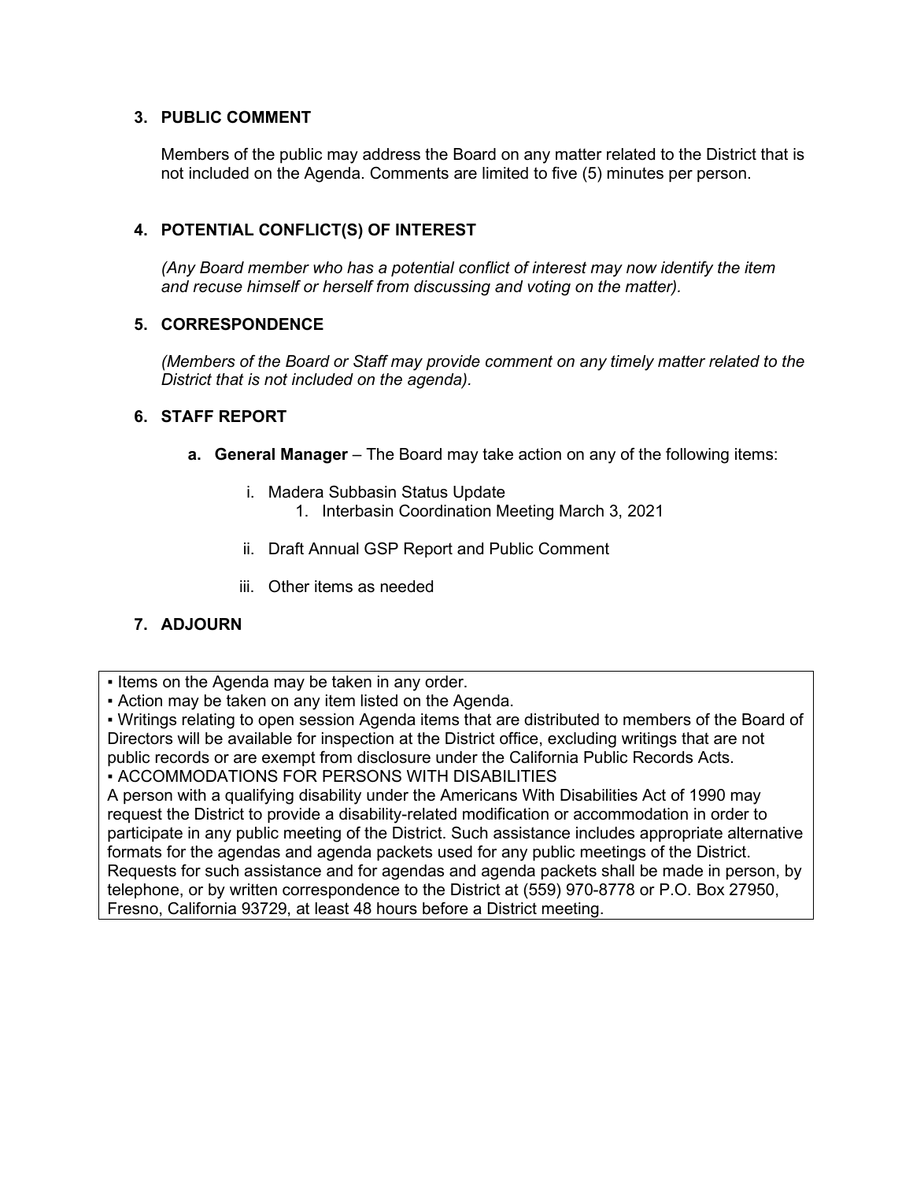### 3. PUBLIC COMMENT

Members of the public may address the Board on any matter related to the District that is not included on the Agenda. Comments are limited to five (5) minutes per person.

### 4. POTENTIAL CONFLICT(S) OF INTEREST

*(Any Board member who has a potential conflict of interest may now identify the item and recuse himself or herself from discussing and voting on the matter).*

### 5. CORRESPONDENCE

*(Members of the Board or Staff may provide comment on any timely matter related to the District that is not included on the agenda).*

### 6. STAFF REPORT

a. **General Manager** – The Board may take action on any of the following items:

   i. Madera Subbasin Status Update
      1. Interbasin Coordination Meeting March 3, 2021

   ii. Draft Annual GSP Report and Public Comment

   iii. Other items as needed

### 7. ADJOURN

▪ Items on the Agenda may be taken in any order.
▪ Action may be taken on any item listed on the Agenda.
▪ Writings relating to open session Agenda items that are distributed to members of the Board of Directors will be available for inspection at the District office, excluding writings that are not public records or are exempt from disclosure under the California Public Records Acts.
▪ ACCOMMODATIONS FOR PERSONS WITH DISABILITIES
A person with a qualifying disability under the Americans With Disabilities Act of 1990 may request the District to provide a disability-related modification or accommodation in order to participate in any public meeting of the District. Such assistance includes appropriate alternative formats for the agendas and agenda packets used for any public meetings of the District. Requests for such assistance and for agendas and agenda packets shall be made in person, by telephone, or by written correspondence to the District at (559) 970-8778 or P.O. Box 27950, Fresno, California 93729, at least 48 hours before a District meeting.